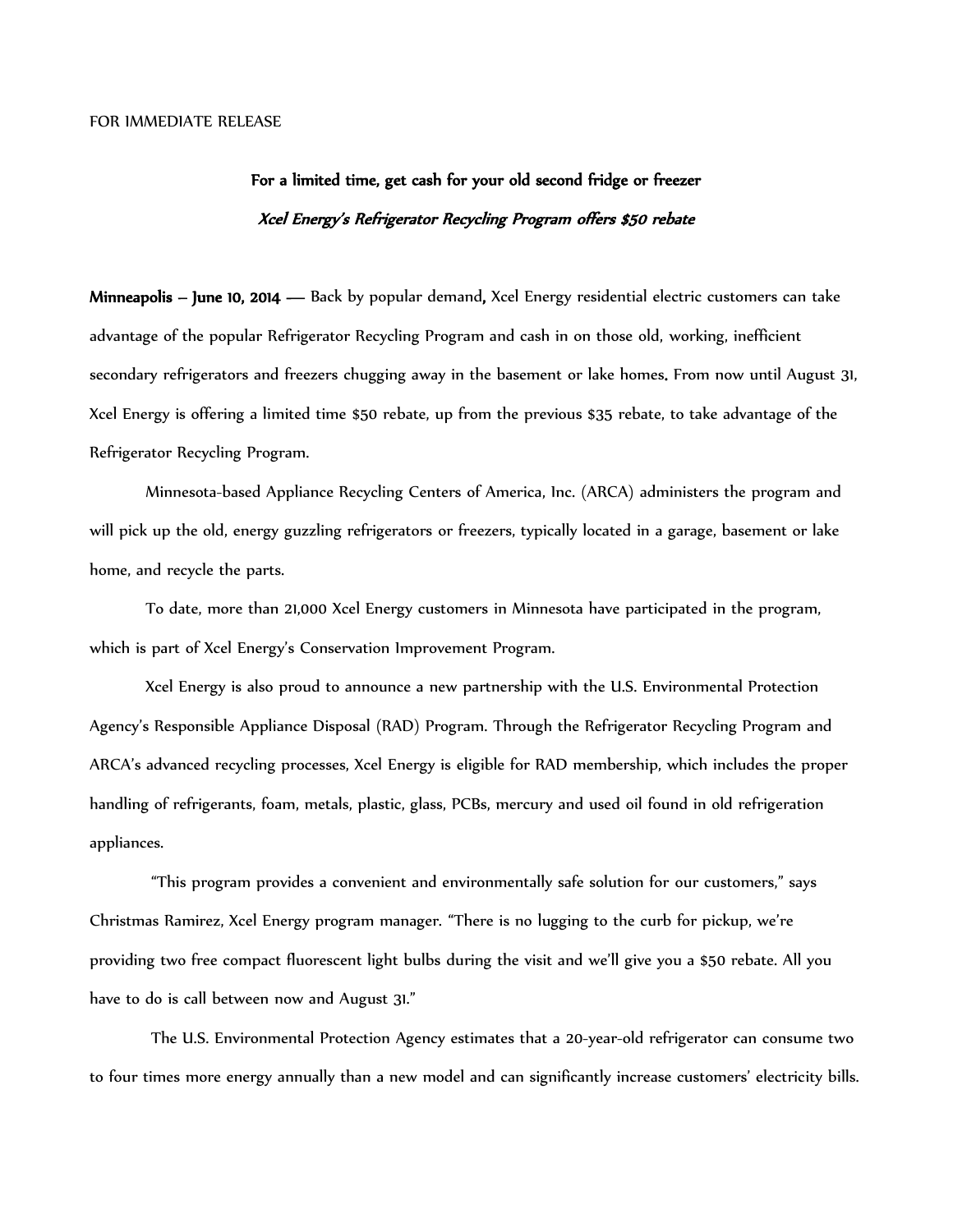FOR IMMEDIATE RELEASE

## For a limited time, get cash for your old second fridge or freezer

### *Xcel Energy's Refrigerator Recycling Program offers $50 rebate*

**Minneapolis – June 10, 2014** — Back by popular demand, Xcel Energy residential electric customers can take advantage of the popular Refrigerator Recycling Program and cash in on those old, working, inefficient secondary refrigerators and freezers chugging away in the basement or lake homes. From now until August 31, Xcel Energy is offering a limited time $50 rebate, up from the previous $35 rebate, to take advantage of the Refrigerator Recycling Program.

Minnesota-based Appliance Recycling Centers of America, Inc. (ARCA) administers the program and will pick up the old, energy guzzling refrigerators or freezers, typically located in a garage, basement or lake home, and recycle the parts.

To date, more than 21,000 Xcel Energy customers in Minnesota have participated in the program, which is part of Xcel Energy's Conservation Improvement Program.

Xcel Energy is also proud to announce a new partnership with the U.S. Environmental Protection Agency's Responsible Appliance Disposal (RAD) Program. Through the Refrigerator Recycling Program and ARCA's advanced recycling processes, Xcel Energy is eligible for RAD membership, which includes the proper handling of refrigerants, foam, metals, plastic, glass, PCBs, mercury and used oil found in old refrigeration appliances.

"This program provides a convenient and environmentally safe solution for our customers," says Christmas Ramirez, Xcel Energy program manager. "There is no lugging to the curb for pickup, we're providing two free compact fluorescent light bulbs during the visit and we'll give you a $50 rebate. All you have to do is call between now and August 31."

The U.S. Environmental Protection Agency estimates that a 20-year-old refrigerator can consume two to four times more energy annually than a new model and can significantly increase customers' electricity bills.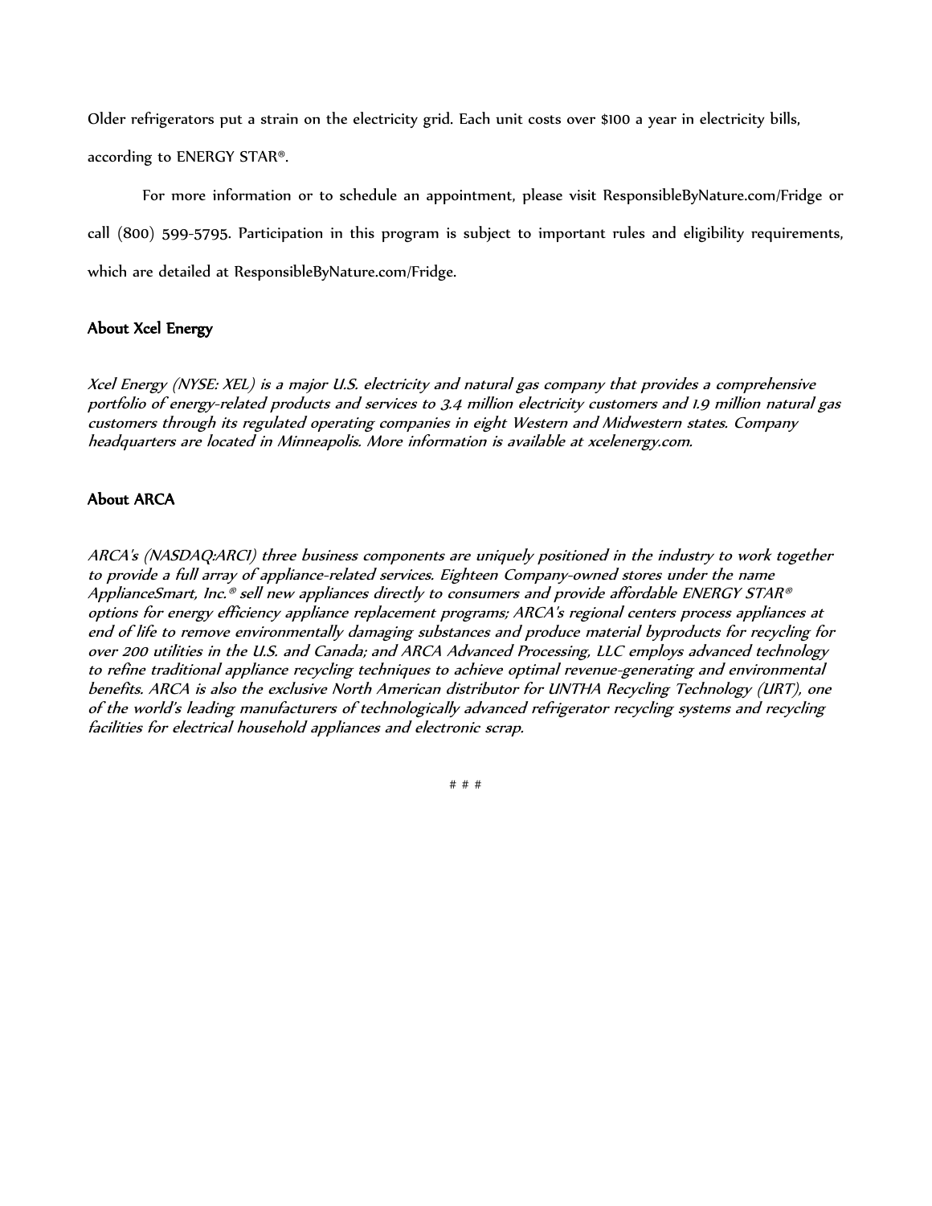Older refrigerators put a strain on the electricity grid. Each unit costs over $100 a year in electricity bills, according to ENERGY STAR®.

For more information or to schedule an appointment, please visit ResponsibleByNature.com/Fridge or call (800) 599-5795. Participation in this program is subject to important rules and eligibility requirements, which are detailed at ResponsibleByNature.com/Fridge.

**About Xcel Energy**

*Xcel Energy (NYSE: XEL) is a major U.S. electricity and natural gas company that provides a comprehensive portfolio of energy-related products and services to 3.4 million electricity customers and 1.9 million natural gas customers through its regulated operating companies in eight Western and Midwestern states. Company headquarters are located in Minneapolis. More information is available at xcelenergy.com.*

**About ARCA**

*ARCA's (NASDAQ:ARCI) three business components are uniquely positioned in the industry to work together to provide a full array of appliance-related services. Eighteen Company-owned stores under the name ApplianceSmart, Inc.® sell new appliances directly to consumers and provide affordable ENERGY STAR® options for energy efficiency appliance replacement programs; ARCA's regional centers process appliances at end of life to remove environmentally damaging substances and produce material byproducts for recycling for over 200 utilities in the U.S. and Canada; and ARCA Advanced Processing, LLC employs advanced technology to refine traditional appliance recycling techniques to achieve optimal revenue-generating and environmental benefits. ARCA is also the exclusive North American distributor for UNTHA Recycling Technology (URT), one of the world's leading manufacturers of technologically advanced refrigerator recycling systems and recycling facilities for electrical household appliances and electronic scrap.*

# # #